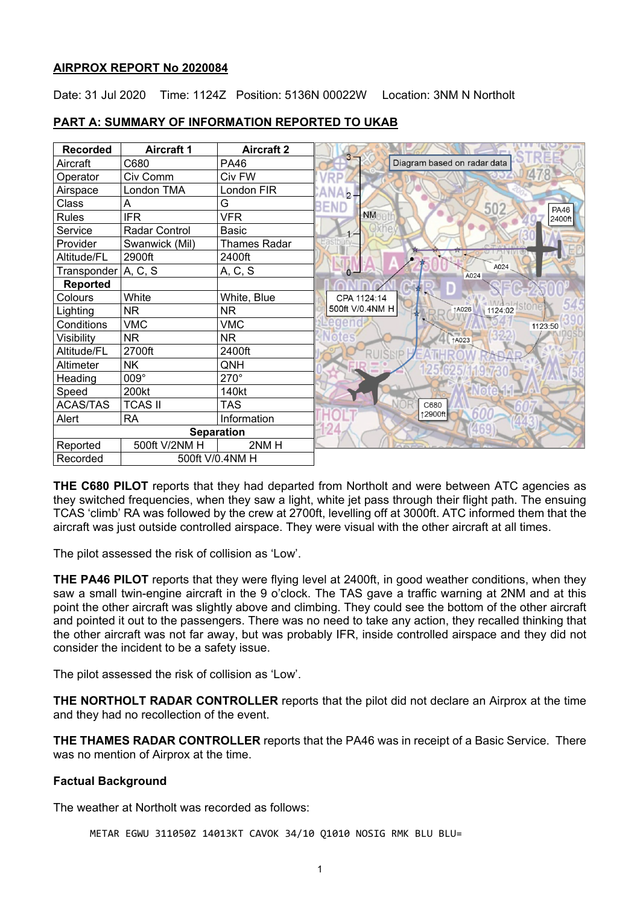**AIRPROX REPORT No 2020084**

Date: 31 Jul 2020 Time: 1124Z Position: 5136N 00022W Location: 3NM N Northolt

**PART A: SUMMARY OF INFORMATION REPORTED TO UKAB**

| Recorded | Aircraft 1 | Aircraft 2 |
|---|---|---|
| Aircraft | C680 | PA46 |
| Operator | Civ Comm | Civ FW |
| Airspace | London TMA | London FIR |
| Class | A | G |
| Rules | IFR | VFR |
| Service | Radar Control | Basic |
| Provider | Swanwick (Mil) | Thames Radar |
| Altitude/FL | 2900ft | 2400ft |
| Transponder | A, C, S | A, C, S |
| **Reported** | | |
| Colours | White | White, Blue |
| Lighting | NR | NR |
| Conditions | VMC | VMC |
| Visibility | NR | NR |
| Altitude/FL | 2700ft | 2400ft |
| Altimeter | NK | QNH |
| Heading | 009° | 270° |
| Speed | 200kt | 140kt |
| ACAS/TAS | TCAS II | TAS |
| Alert | RA | Information |
| **Separation** | | |
| Reported | 500ft V/2NM H | 2NM H |
| Recorded | 500ft V/0.4NM H | |

Diagram based on radar data

**THE C680 PILOT** reports that they had departed from Northolt and were between ATC agencies as they switched frequencies, when they saw a light, white jet pass through their flight path. The ensuing TCAS 'climb' RA was followed by the crew at 2700ft, levelling off at 3000ft. ATC informed them that the aircraft was just outside controlled airspace. They were visual with the other aircraft at all times.

The pilot assessed the risk of collision as 'Low'.

**THE PA46 PILOT** reports that they were flying level at 2400ft, in good weather conditions, when they saw a small twin-engine aircraft in the 9 o'clock. The TAS gave a traffic warning at 2NM and at this point the other aircraft was slightly above and climbing. They could see the bottom of the other aircraft and pointed it out to the passengers. There was no need to take any action, they recalled thinking that the other aircraft was not far away, but was probably IFR, inside controlled airspace and they did not consider the incident to be a safety issue.

The pilot assessed the risk of collision as 'Low'.

**THE NORTHOLT RADAR CONTROLLER** reports that the pilot did not declare an Airprox at the time and they had no recollection of the event.

**THE THAMES RADAR CONTROLLER** reports that the PA46 was in receipt of a Basic Service. There was no mention of Airprox at the time.

**Factual Background**

The weather at Northolt was recorded as follows:

```
METAR EGWU 311050Z 14013KT CAVOK 34/10 Q1010 NOSIG RMK BLU BLU=
```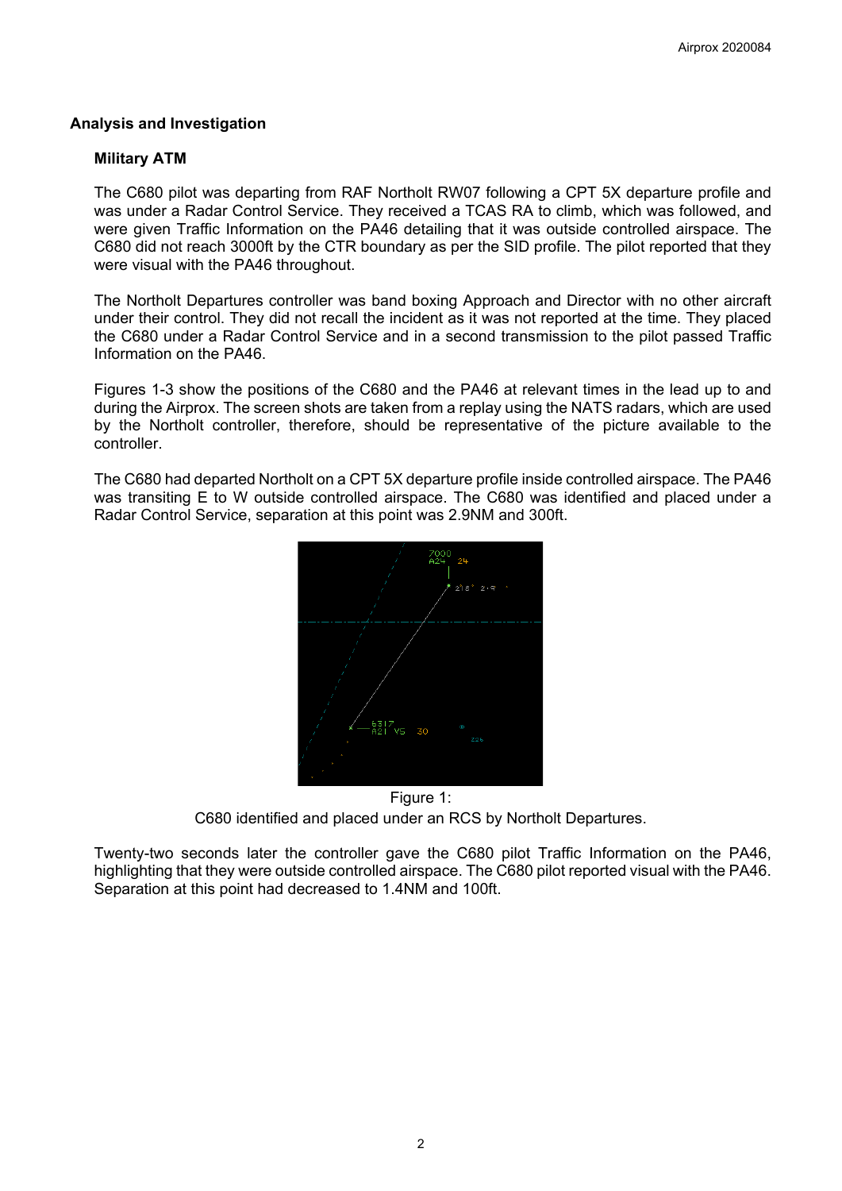## Analysis and Investigation

### Military ATM

The C680 pilot was departing from RAF Northolt RW07 following a CPT 5X departure profile and was under a Radar Control Service. They received a TCAS RA to climb, which was followed, and were given Traffic Information on the PA46 detailing that it was outside controlled airspace. The C680 did not reach 3000ft by the CTR boundary as per the SID profile. The pilot reported that they were visual with the PA46 throughout.

The Northolt Departures controller was band boxing Approach and Director with no other aircraft under their control. They did not recall the incident as it was not reported at the time. They placed the C680 under a Radar Control Service and in a second transmission to the pilot passed Traffic Information on the PA46.

Figures 1-3 show the positions of the C680 and the PA46 at relevant times in the lead up to and during the Airprox. The screen shots are taken from a replay using the NATS radars, which are used by the Northolt controller, therefore, should be representative of the picture available to the controller.

The C680 had departed Northolt on a CPT 5X departure profile inside controlled airspace. The PA46 was transiting E to W outside controlled airspace. The C680 was identified and placed under a Radar Control Service, separation at this point was 2.9NM and 300ft.

Figure 1:
C680 identified and placed under an RCS by Northolt Departures.

Twenty-two seconds later the controller gave the C680 pilot Traffic Information on the PA46, highlighting that they were outside controlled airspace. The C680 pilot reported visual with the PA46. Separation at this point had decreased to 1.4NM and 100ft.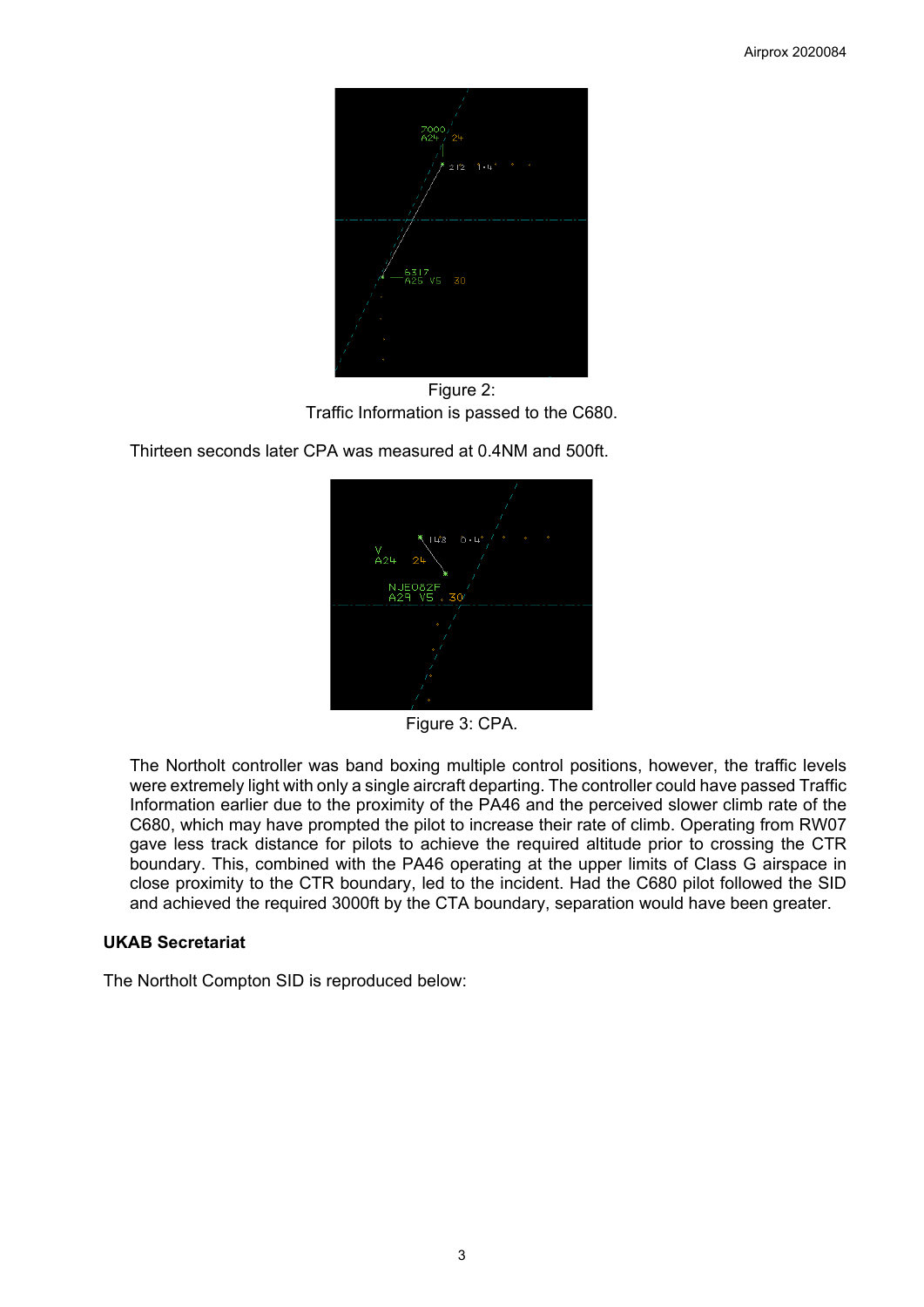Figure 2:
Traffic Information is passed to the C680.

Thirteen seconds later CPA was measured at 0.4NM and 500ft.

Figure 3: CPA.

The Northolt controller was band boxing multiple control positions, however, the traffic levels were extremely light with only a single aircraft departing. The controller could have passed Traffic Information earlier due to the proximity of the PA46 and the perceived slower climb rate of the C680, which may have prompted the pilot to increase their rate of climb. Operating from RW07 gave less track distance for pilots to achieve the required altitude prior to crossing the CTR boundary. This, combined with the PA46 operating at the upper limits of Class G airspace in close proximity to the CTR boundary, led to the incident. Had the C680 pilot followed the SID and achieved the required 3000ft by the CTA boundary, separation would have been greater.

### UKAB Secretariat

The Northolt Compton SID is reproduced below: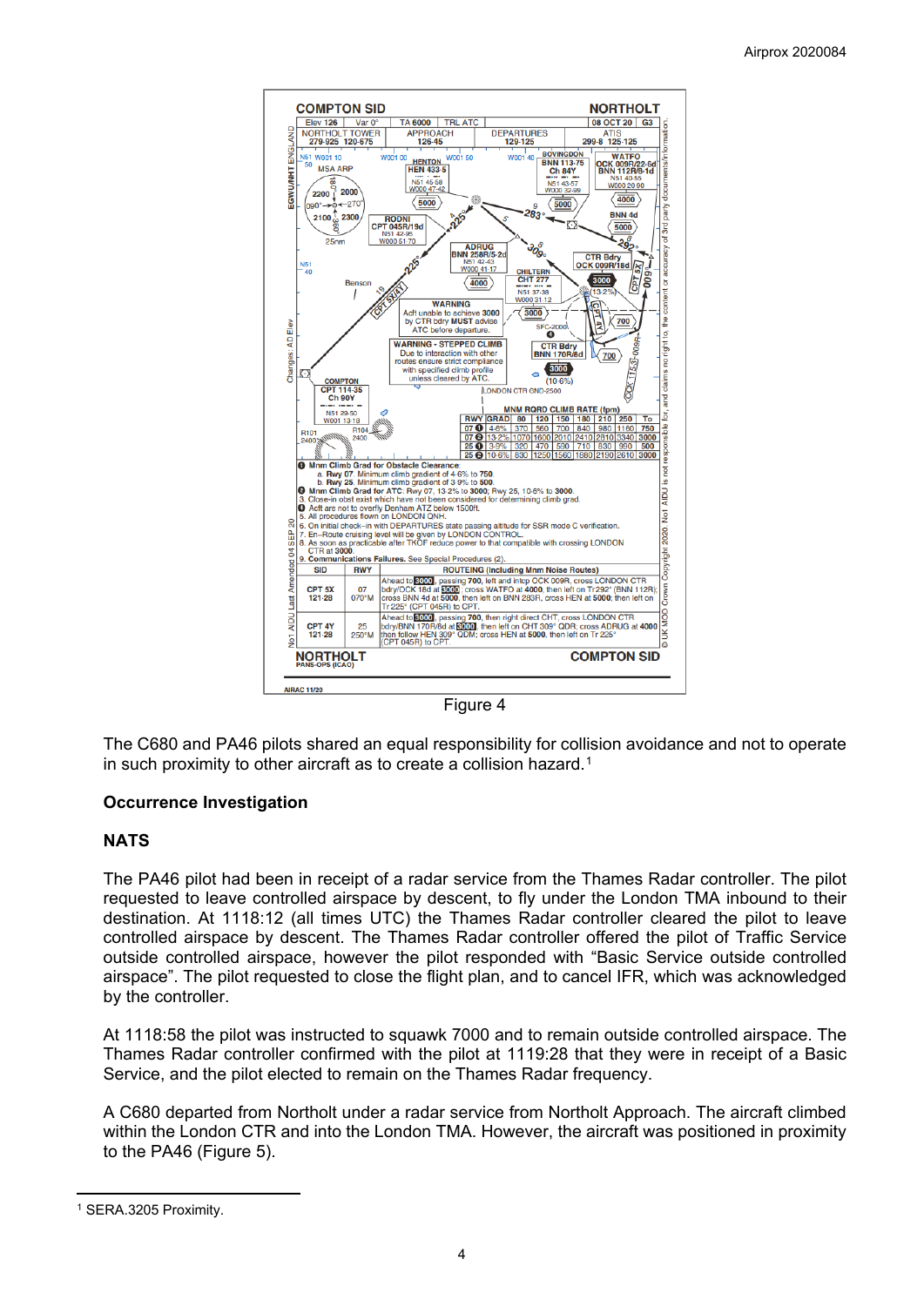Figure 4

The C680 and PA46 pilots shared an equal responsibility for collision avoidance and not to operate in such proximity to other aircraft as to create a collision hazard.[1]

## Occurrence Investigation

### NATS

The PA46 pilot had been in receipt of a radar service from the Thames Radar controller. The pilot requested to leave controlled airspace by descent, to fly under the London TMA inbound to their destination. At 1118:12 (all times UTC) the Thames Radar controller cleared the pilot to leave controlled airspace by descent. The Thames Radar controller offered the pilot of Traffic Service outside controlled airspace, however the pilot responded with "Basic Service outside controlled airspace". The pilot requested to close the flight plan, and to cancel IFR, which was acknowledged by the controller.

At 1118:58 the pilot was instructed to squawk 7000 and to remain outside controlled airspace. The Thames Radar controller confirmed with the pilot at 1119:28 that they were in receipt of a Basic Service, and the pilot elected to remain on the Thames Radar frequency.

A C680 departed from Northolt under a radar service from Northolt Approach. The aircraft climbed within the London CTR and into the London TMA. However, the aircraft was positioned in proximity to the PA46 (Figure 5).

---

[1] SERA.3205 Proximity.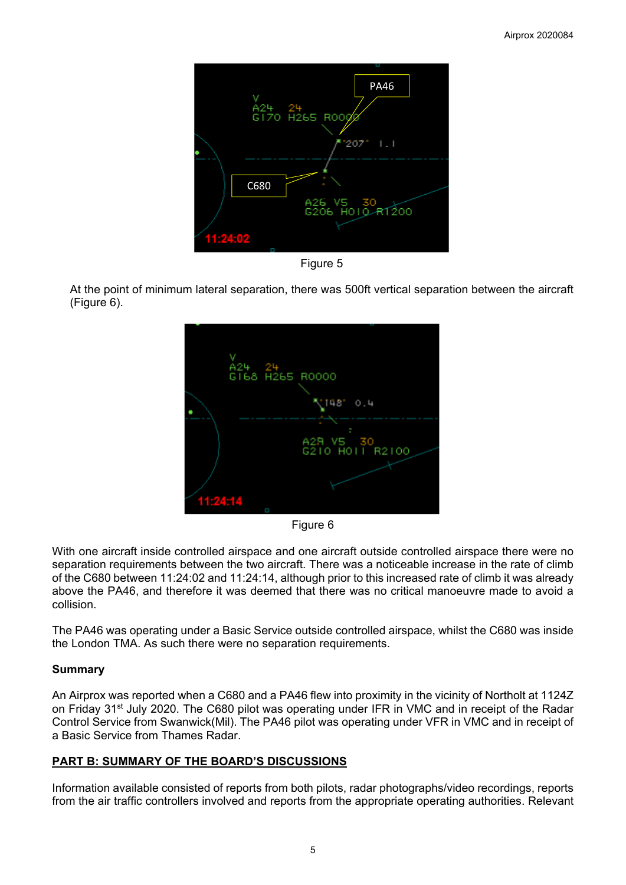Figure 5

At the point of minimum lateral separation, there was 500ft vertical separation between the aircraft (Figure 6).

Figure 6

With one aircraft inside controlled airspace and one aircraft outside controlled airspace there were no separation requirements between the two aircraft. There was a noticeable increase in the rate of climb of the C680 between 11:24:02 and 11:24:14, although prior to this increased rate of climb it was already above the PA46, and therefore it was deemed that there was no critical manoeuvre made to avoid a collision.

The PA46 was operating under a Basic Service outside controlled airspace, whilst the C680 was inside the London TMA. As such there were no separation requirements.

**Summary**

An Airprox was reported when a C680 and a PA46 flew into proximity in the vicinity of Northolt at 1124Z on Friday 31st July 2020. The C680 pilot was operating under IFR in VMC and in receipt of the Radar Control Service from Swanwick(Mil). The PA46 pilot was operating under VFR in VMC and in receipt of a Basic Service from Thames Radar.

## PART B: SUMMARY OF THE BOARD'S DISCUSSIONS

Information available consisted of reports from both pilots, radar photographs/video recordings, reports from the air traffic controllers involved and reports from the appropriate operating authorities. Relevant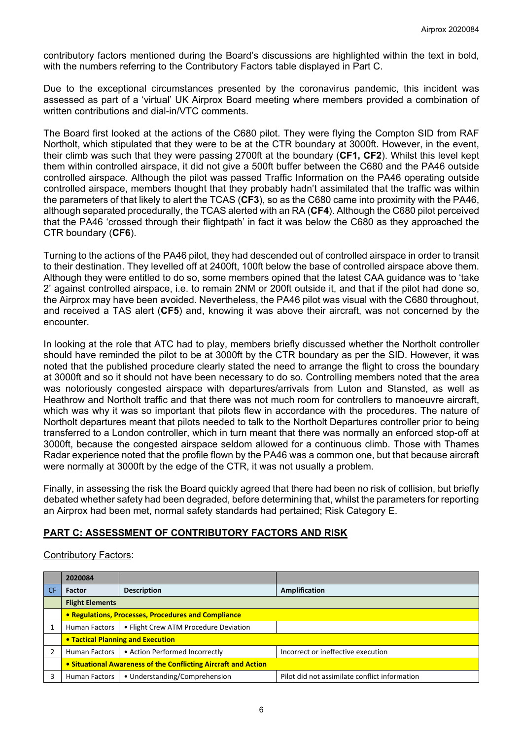contributory factors mentioned during the Board's discussions are highlighted within the text in bold, with the numbers referring to the Contributory Factors table displayed in Part C.

Due to the exceptional circumstances presented by the coronavirus pandemic, this incident was assessed as part of a 'virtual' UK Airprox Board meeting where members provided a combination of written contributions and dial-in/VTC comments.

The Board first looked at the actions of the C680 pilot. They were flying the Compton SID from RAF Northolt, which stipulated that they were to be at the CTR boundary at 3000ft. However, in the event, their climb was such that they were passing 2700ft at the boundary (**CF1, CF2**). Whilst this level kept them within controlled airspace, it did not give a 500ft buffer between the C680 and the PA46 outside controlled airspace. Although the pilot was passed Traffic Information on the PA46 operating outside controlled airspace, members thought that they probably hadn't assimilated that the traffic was within the parameters of that likely to alert the TCAS (**CF3**), so as the C680 came into proximity with the PA46, although separated procedurally, the TCAS alerted with an RA (**CF4**). Although the C680 pilot perceived that the PA46 'crossed through their flightpath' in fact it was below the C680 as they approached the CTR boundary (**CF6**).

Turning to the actions of the PA46 pilot, they had descended out of controlled airspace in order to transit to their destination. They levelled off at 2400ft, 100ft below the base of controlled airspace above them. Although they were entitled to do so, some members opined that the latest CAA guidance was to 'take 2' against controlled airspace, i.e. to remain 2NM or 200ft outside it, and that if the pilot had done so, the Airprox may have been avoided. Nevertheless, the PA46 pilot was visual with the C680 throughout, and received a TAS alert (**CF5**) and, knowing it was above their aircraft, was not concerned by the encounter.

In looking at the role that ATC had to play, members briefly discussed whether the Northolt controller should have reminded the pilot to be at 3000ft by the CTR boundary as per the SID. However, it was noted that the published procedure clearly stated the need to arrange the flight to cross the boundary at 3000ft and so it should not have been necessary to do so. Controlling members noted that the area was notoriously congested airspace with departures/arrivals from Luton and Stansted, as well as Heathrow and Northolt traffic and that there was not much room for controllers to manoeuvre aircraft, which was why it was so important that pilots flew in accordance with the procedures. The nature of Northolt departures meant that pilots needed to talk to the Northolt Departures controller prior to being transferred to a London controller, which in turn meant that there was normally an enforced stop-off at 3000ft, because the congested airspace seldom allowed for a continuous climb. Those with Thames Radar experience noted that the profile flown by the PA46 was a common one, but that because aircraft were normally at 3000ft by the edge of the CTR, it was not usually a problem.

Finally, in assessing the risk the Board quickly agreed that there had been no risk of collision, but briefly debated whether safety had been degraded, before determining that, whilst the parameters for reporting an Airprox had been met, normal safety standards had pertained; Risk Category E.

## PART C: ASSESSMENT OF CONTRIBUTORY FACTORS AND RISK

Contributory Factors:

| | 2020084 | | |
|---|---|---|---|
| CF | Factor | Description | Amplification |
| | **Flight Elements** | | |
| | **• Regulations, Processes, Procedures and Compliance** | | |
| 1 | Human Factors | • Flight Crew ATM Procedure Deviation | |
| | **• Tactical Planning and Execution** | | |
| 2 | Human Factors | • Action Performed Incorrectly | Incorrect or ineffective execution |
| | **• Situational Awareness of the Conflicting Aircraft and Action** | | |
| 3 | Human Factors | • Understanding/Comprehension | Pilot did not assimilate conflict information |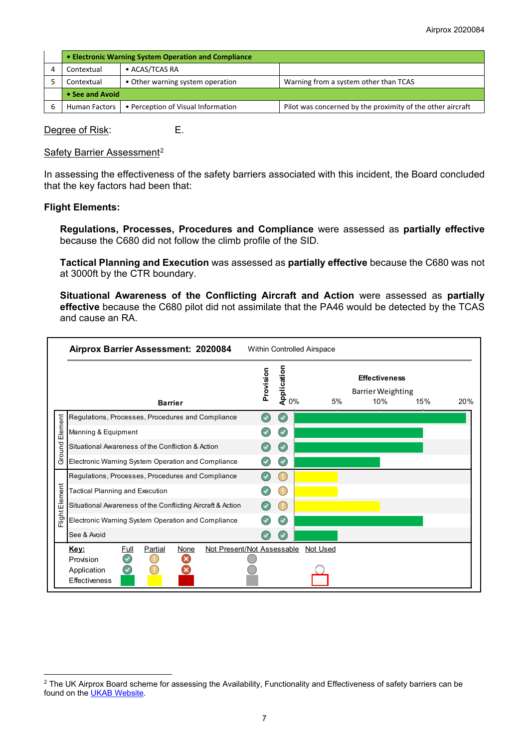| | | | |
|---|---|---|---|
| | • Electronic Warning System Operation and Compliance | | |
| 4 | Contextual | • ACAS/TCAS RA | |
| 5 | Contextual | • Other warning system operation | Warning from a system other than TCAS |
| | • See and Avoid | | |
| 6 | Human Factors | • Perception of Visual Information | Pilot was concerned by the proximity of the other aircraft |

Degree of Risk: E.

Safety Barrier Assessment[2]

In assessing the effectiveness of the safety barriers associated with this incident, the Board concluded that the key factors had been that:

**Flight Elements:**

**Regulations, Processes, Procedures and Compliance** were assessed as **partially effective** because the C680 did not follow the climb profile of the SID.

**Tactical Planning and Execution** was assessed as **partially effective** because the C680 was not at 3000ft by the CTR boundary.

**Situational Awareness of the Conflicting Aircraft and Action** were assessed as **partially effective** because the C680 pilot did not assimilate that the PA46 would be detected by the TCAS and cause an RA.

**Airprox Barrier Assessment: 2020084** Within Controlled Airspace

Barrier
Provision
Application
Effectiveness
Barrier Weighting
0% 5% 10% 15% 20%

Ground Element
Regulations, Processes, Procedures and Compliance
Manning & Equipment
Situational Awareness of the Confliction & Action
Electronic Warning System Operation and Compliance

Flight Element
Regulations, Processes, Procedures and Compliance
Tactical Planning and Execution
Situational Awareness of the Conflicting Aircraft & Action
Electronic Warning System Operation and Compliance
See & Avoid

Key: Full Partial None Not Present/Not Assessable Not Used
Provision
Application
Effectiveness

---

[2] The UK Airprox Board scheme for assessing the Availability, Functionality and Effectiveness of safety barriers can be found on the UKAB Website.